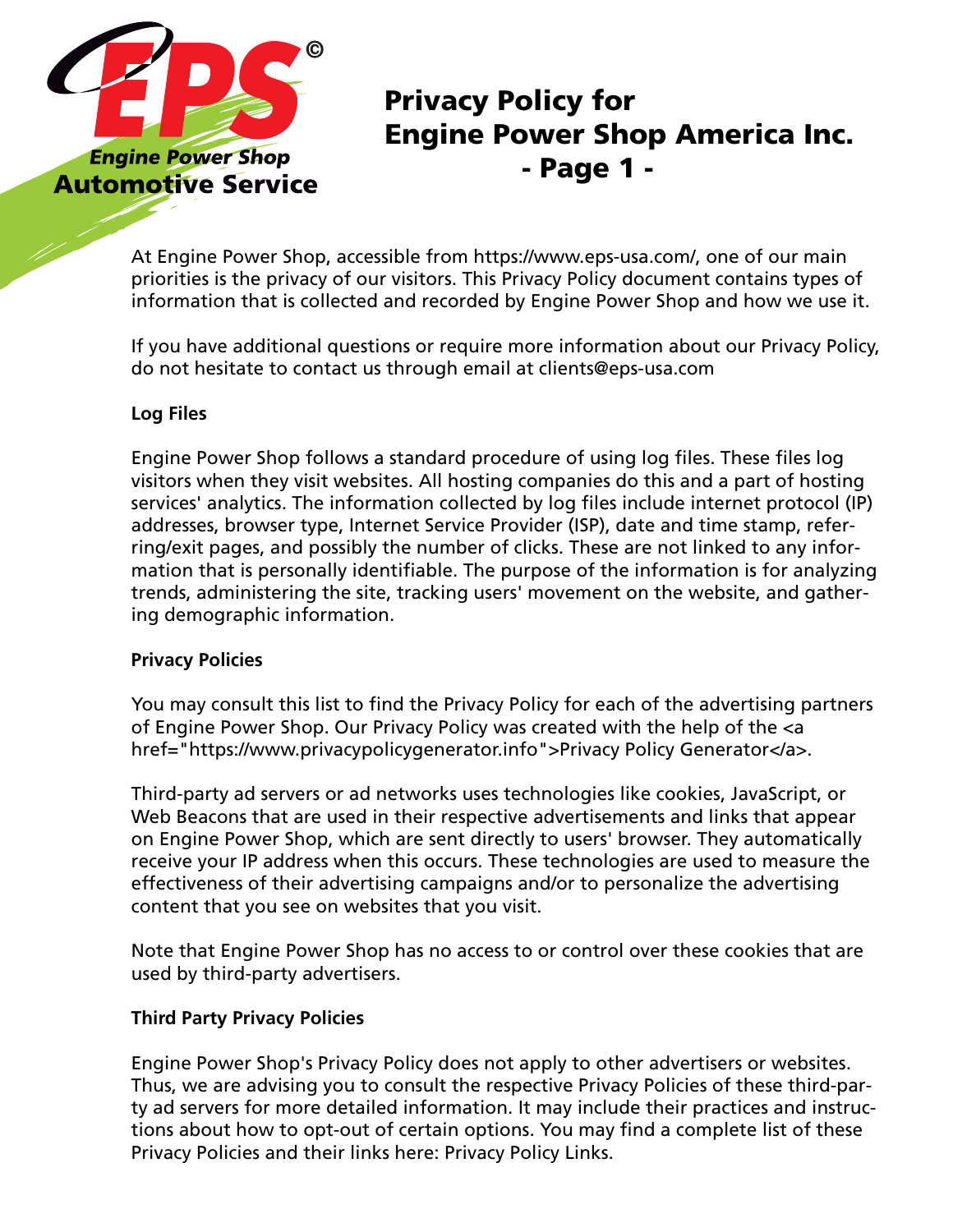Engine Power Shop
Automotive Service

# Privacy Policy for Engine Power Shop America Inc. - Page 1 -

At Engine Power Shop, accessible from https://www.eps-usa.com/, one of our main priorities is the privacy of our visitors. This Privacy Policy document contains types of information that is collected and recorded by Engine Power Shop and how we use it.

If you have additional questions or require more information about our Privacy Policy, do not hesitate to contact us through email at clients@eps-usa.com

**Log Files**

Engine Power Shop follows a standard procedure of using log files. These files log visitors when they visit websites. All hosting companies do this and a part of hosting services' analytics. The information collected by log files include internet protocol (IP) addresses, browser type, Internet Service Provider (ISP), date and time stamp, referring/exit pages, and possibly the number of clicks. These are not linked to any information that is personally identifiable. The purpose of the information is for analyzing trends, administering the site, tracking users' movement on the website, and gathering demographic information.

**Privacy Policies**

You may consult this list to find the Privacy Policy for each of the advertising partners of Engine Power Shop. Our Privacy Policy was created with the help of the <a href="https://www.privacypolicygenerator.info">Privacy Policy Generator</a>.

Third-party ad servers or ad networks uses technologies like cookies, JavaScript, or Web Beacons that are used in their respective advertisements and links that appear on Engine Power Shop, which are sent directly to users' browser. They automatically receive your IP address when this occurs. These technologies are used to measure the effectiveness of their advertising campaigns and/or to personalize the advertising content that you see on websites that you visit.

Note that Engine Power Shop has no access to or control over these cookies that are used by third-party advertisers.

**Third Party Privacy Policies**

Engine Power Shop's Privacy Policy does not apply to other advertisers or websites. Thus, we are advising you to consult the respective Privacy Policies of these third-party ad servers for more detailed information. It may include their practices and instructions about how to opt-out of certain options. You may find a complete list of these Privacy Policies and their links here: Privacy Policy Links.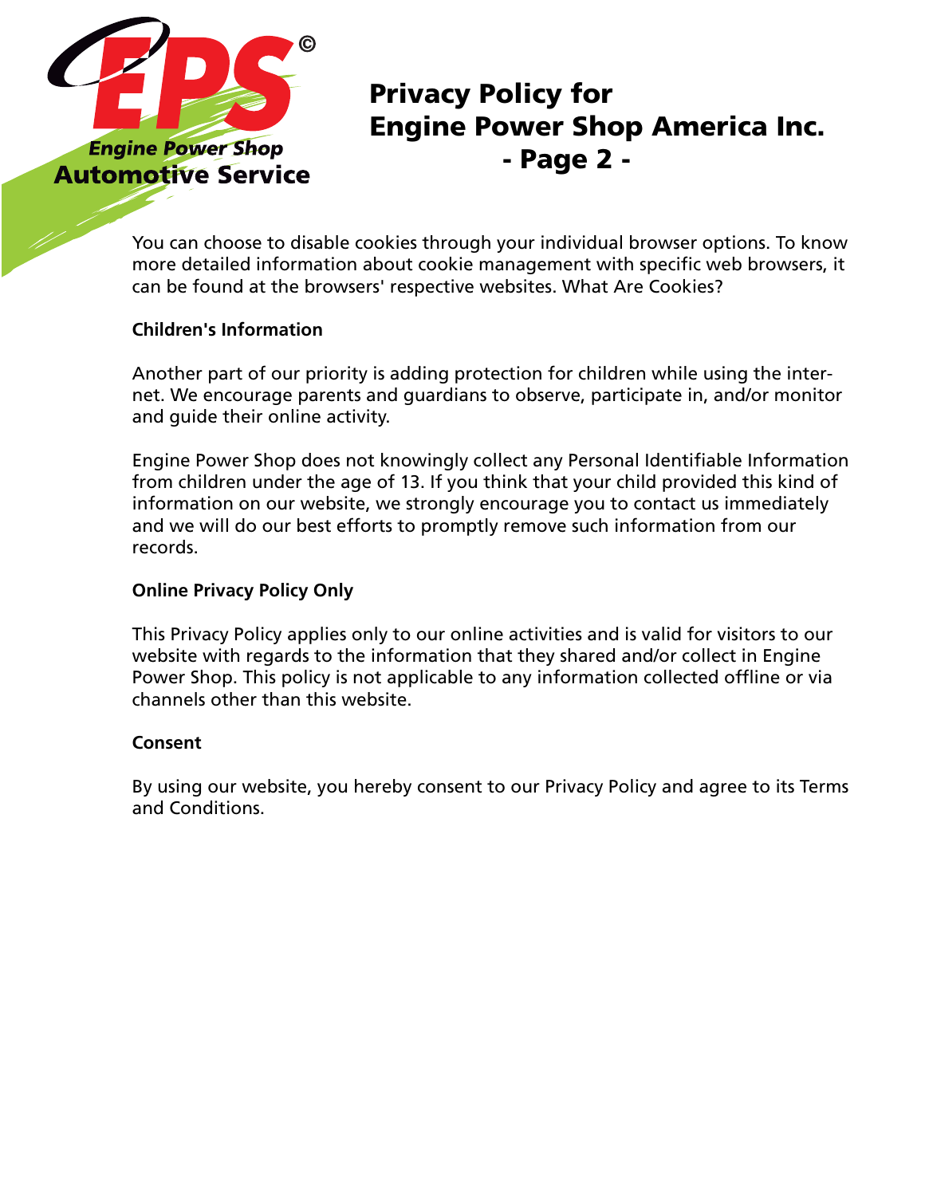# Privacy Policy for Engine Power Shop America Inc.
# - Page 2 -

You can choose to disable cookies through your individual browser options. To know more detailed information about cookie management with specific web browsers, it can be found at the browsers' respective websites. What Are Cookies?

**Children's Information**

Another part of our priority is adding protection for children while using the internet. We encourage parents and guardians to observe, participate in, and/or monitor and guide their online activity.

Engine Power Shop does not knowingly collect any Personal Identifiable Information from children under the age of 13. If you think that your child provided this kind of information on our website, we strongly encourage you to contact us immediately and we will do our best efforts to promptly remove such information from our records.

**Online Privacy Policy Only**

This Privacy Policy applies only to our online activities and is valid for visitors to our website with regards to the information that they shared and/or collect in Engine Power Shop. This policy is not applicable to any information collected offline or via channels other than this website.

**Consent**

By using our website, you hereby consent to our Privacy Policy and agree to its Terms and Conditions.